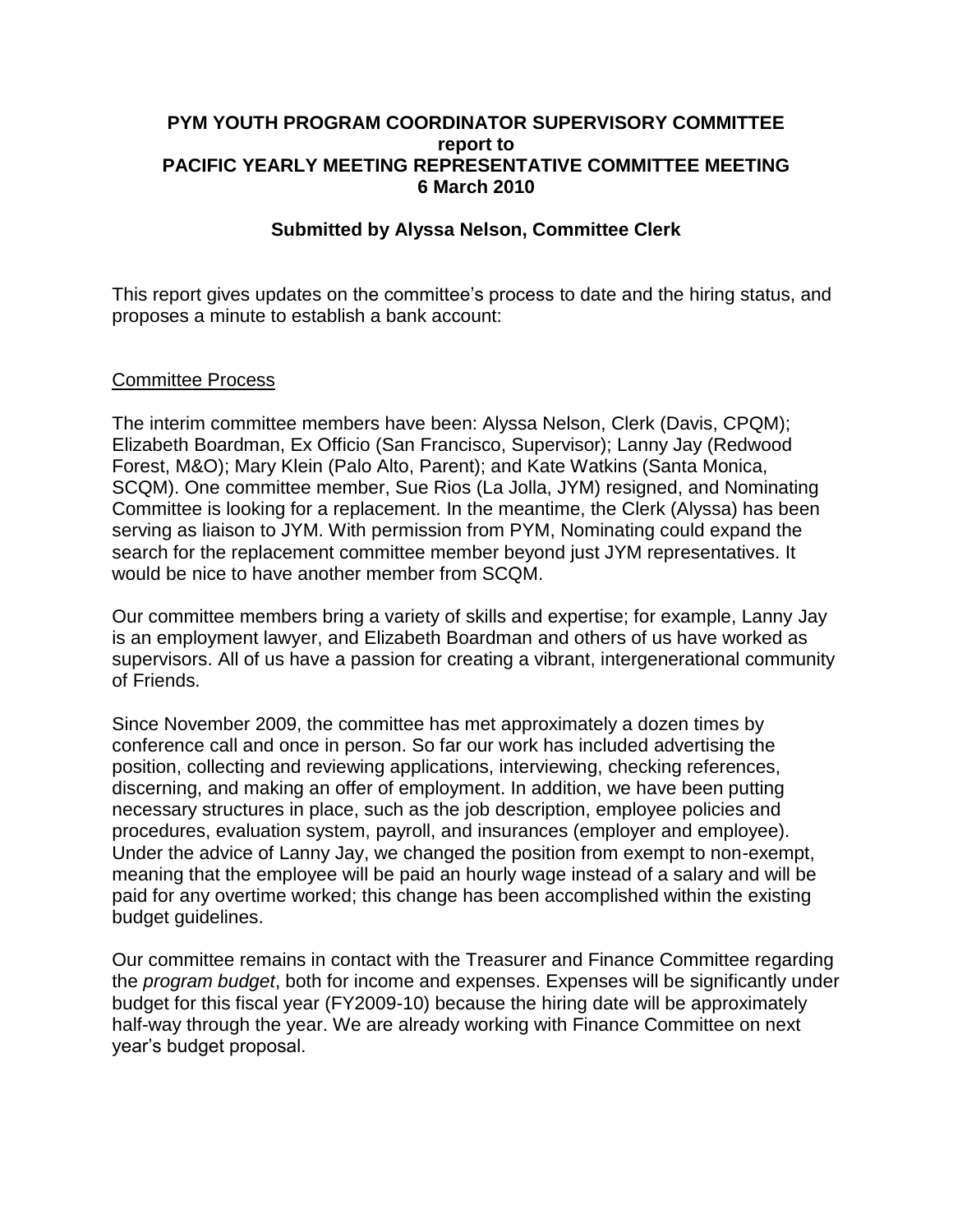# PYM YOUTH PROGRAM COORDINATOR SUPERVISORY COMMITTEE
**report to**
# PACIFIC YEARLY MEETING REPRESENTATIVE COMMITTEE MEETING
**6 March 2010**

**Submitted by Alyssa Nelson, Committee Clerk**

This report gives updates on the committee's process to date and the hiring status, and proposes a minute to establish a bank account:

## Committee Process

The interim committee members have been: Alyssa Nelson, Clerk (Davis, CPQM); Elizabeth Boardman, Ex Officio (San Francisco, Supervisor); Lanny Jay (Redwood Forest, M&O); Mary Klein (Palo Alto, Parent); and Kate Watkins (Santa Monica, SCQM). One committee member, Sue Rios (La Jolla, JYM) resigned, and Nominating Committee is looking for a replacement. In the meantime, the Clerk (Alyssa) has been serving as liaison to JYM. With permission from PYM, Nominating could expand the search for the replacement committee member beyond just JYM representatives. It would be nice to have another member from SCQM.

Our committee members bring a variety of skills and expertise; for example, Lanny Jay is an employment lawyer, and Elizabeth Boardman and others of us have worked as supervisors. All of us have a passion for creating a vibrant, intergenerational community of Friends.

Since November 2009, the committee has met approximately a dozen times by conference call and once in person. So far our work has included advertising the position, collecting and reviewing applications, interviewing, checking references, discerning, and making an offer of employment. In addition, we have been putting necessary structures in place, such as the job description, employee policies and procedures, evaluation system, payroll, and insurances (employer and employee). Under the advice of Lanny Jay, we changed the position from exempt to non-exempt, meaning that the employee will be paid an hourly wage instead of a salary and will be paid for any overtime worked; this change has been accomplished within the existing budget guidelines.

Our committee remains in contact with the Treasurer and Finance Committee regarding the *program budget*, both for income and expenses. Expenses will be significantly under budget for this fiscal year (FY2009-10) because the hiring date will be approximately half-way through the year. We are already working with Finance Committee on next year's budget proposal.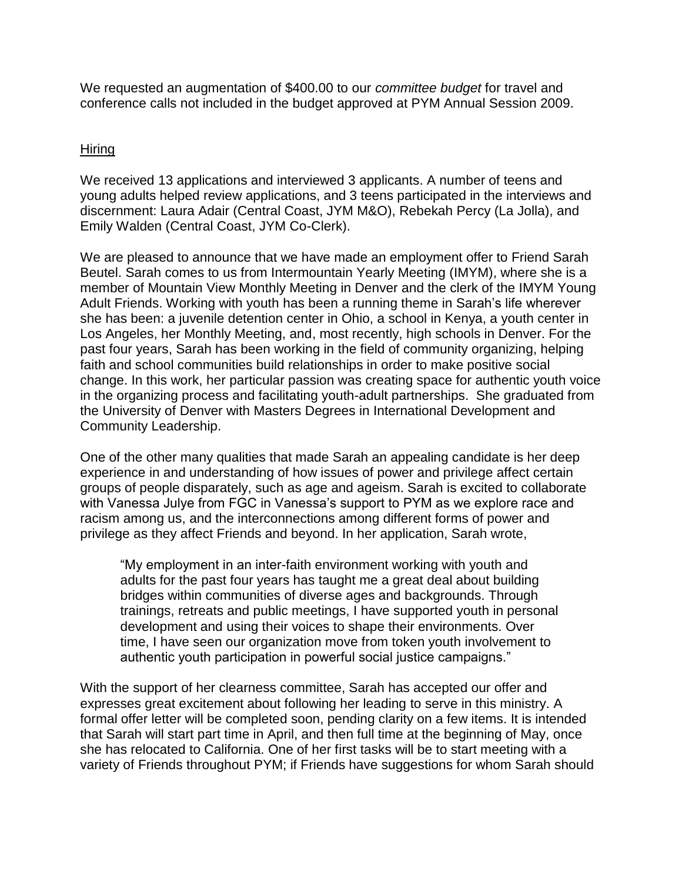We requested an augmentation of $400.00 to our *committee budget* for travel and conference calls not included in the budget approved at PYM Annual Session 2009.

<u>Hiring</u>

We received 13 applications and interviewed 3 applicants. A number of teens and young adults helped review applications, and 3 teens participated in the interviews and discernment: Laura Adair (Central Coast, JYM M&O), Rebekah Percy (La Jolla), and Emily Walden (Central Coast, JYM Co-Clerk).

We are pleased to announce that we have made an employment offer to Friend Sarah Beutel. Sarah comes to us from Intermountain Yearly Meeting (IMYM), where she is a member of Mountain View Monthly Meeting in Denver and the clerk of the IMYM Young Adult Friends. Working with youth has been a running theme in Sarah's life wherever she has been: a juvenile detention center in Ohio, a school in Kenya, a youth center in Los Angeles, her Monthly Meeting, and, most recently, high schools in Denver. For the past four years, Sarah has been working in the field of community organizing, helping faith and school communities build relationships in order to make positive social change. In this work, her particular passion was creating space for authentic youth voice in the organizing process and facilitating youth-adult partnerships. She graduated from the University of Denver with Masters Degrees in International Development and Community Leadership.

One of the other many qualities that made Sarah an appealing candidate is her deep experience in and understanding of how issues of power and privilege affect certain groups of people disparately, such as age and ageism. Sarah is excited to collaborate with Vanessa Julye from FGC in Vanessa's support to PYM as we explore race and racism among us, and the interconnections among different forms of power and privilege as they affect Friends and beyond. In her application, Sarah wrote,

> "My employment in an inter-faith environment working with youth and adults for the past four years has taught me a great deal about building bridges within communities of diverse ages and backgrounds. Through trainings, retreats and public meetings, I have supported youth in personal development and using their voices to shape their environments. Over time, I have seen our organization move from token youth involvement to authentic youth participation in powerful social justice campaigns."

With the support of her clearness committee, Sarah has accepted our offer and expresses great excitement about following her leading to serve in this ministry. A formal offer letter will be completed soon, pending clarity on a few items. It is intended that Sarah will start part time in April, and then full time at the beginning of May, once she has relocated to California. One of her first tasks will be to start meeting with a variety of Friends throughout PYM; if Friends have suggestions for whom Sarah should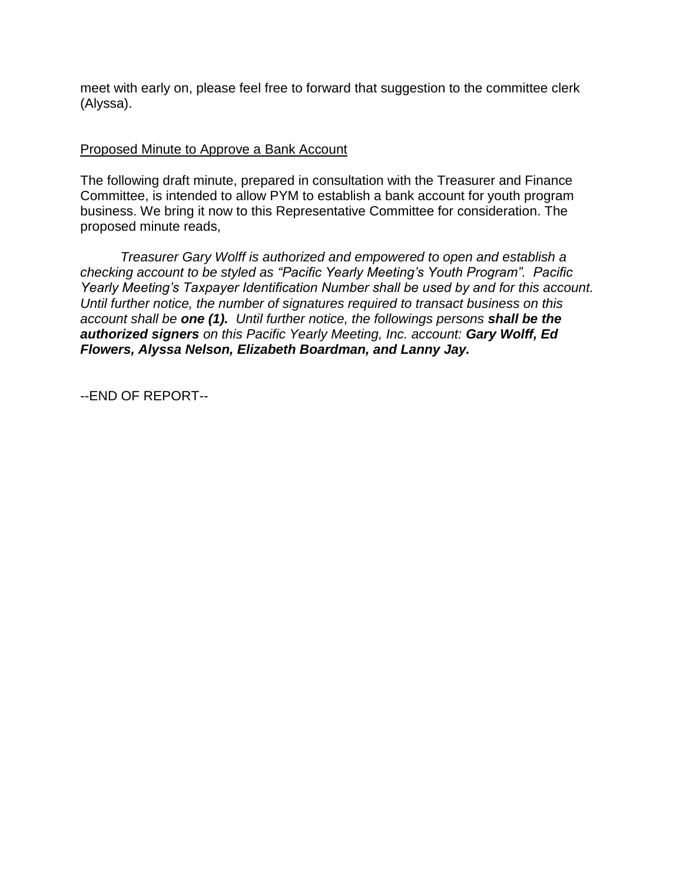meet with early on, please feel free to forward that suggestion to the committee clerk (Alyssa).

Proposed Minute to Approve a Bank Account

The following draft minute, prepared in consultation with the Treasurer and Finance Committee, is intended to allow PYM to establish a bank account for youth program business. We bring it now to this Representative Committee for consideration. The proposed minute reads,

> *Treasurer Gary Wolff is authorized and empowered to open and establish a checking account to be styled as "Pacific Yearly Meeting's Youth Program". Pacific Yearly Meeting's Taxpayer Identification Number shall be used by and for this account. Until further notice, the number of signatures required to transact business on this account shall be* ***one (1).*** *Until further notice, the followings persons* ***shall be the authorized signers*** *on this Pacific Yearly Meeting, Inc. account:* ***Gary Wolff, Ed Flowers, Alyssa Nelson, Elizabeth Boardman, and Lanny Jay.***

--END OF REPORT--